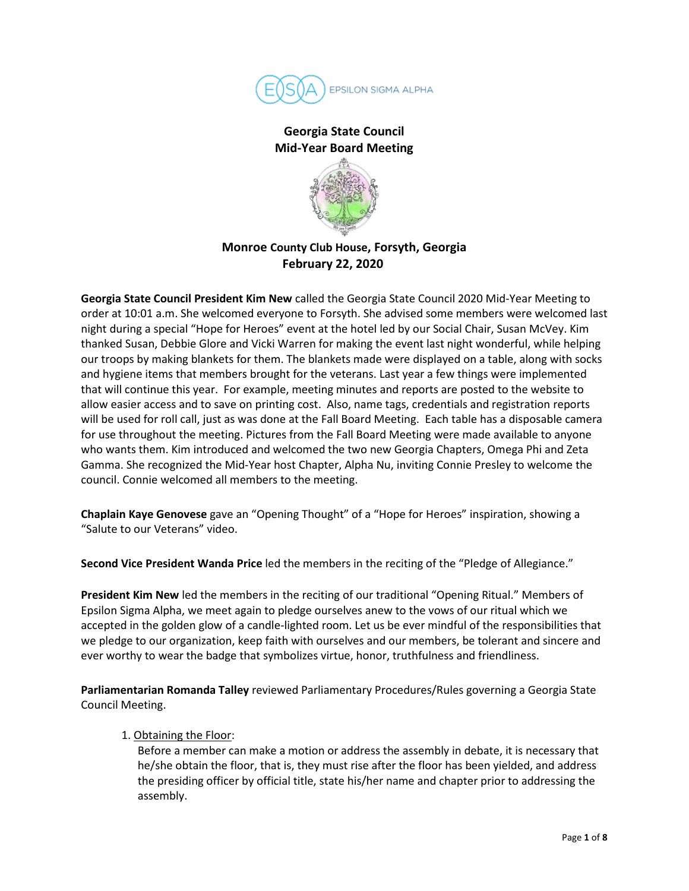EPSILON SIGMA ALPHA

**Georgia State Council**
**Mid-Year Board Meeting**

**Monroe County Club House, Forsyth, Georgia**
**February 22, 2020**

**Georgia State Council President Kim New** called the Georgia State Council 2020 Mid-Year Meeting to order at 10:01 a.m. She welcomed everyone to Forsyth. She advised some members were welcomed last night during a special "Hope for Heroes" event at the hotel led by our Social Chair, Susan McVey. Kim thanked Susan, Debbie Glore and Vicki Warren for making the event last night wonderful, while helping our troops by making blankets for them. The blankets made were displayed on a table, along with socks and hygiene items that members brought for the veterans. Last year a few things were implemented that will continue this year. For example, meeting minutes and reports are posted to the website to allow easier access and to save on printing cost. Also, name tags, credentials and registration reports will be used for roll call, just as was done at the Fall Board Meeting. Each table has a disposable camera for use throughout the meeting. Pictures from the Fall Board Meeting were made available to anyone who wants them. Kim introduced and welcomed the two new Georgia Chapters, Omega Phi and Zeta Gamma. She recognized the Mid-Year host Chapter, Alpha Nu, inviting Connie Presley to welcome the council. Connie welcomed all members to the meeting.

**Chaplain Kaye Genovese** gave an "Opening Thought" of a "Hope for Heroes" inspiration, showing a "Salute to our Veterans" video.

**Second Vice President Wanda Price** led the members in the reciting of the "Pledge of Allegiance."

**President Kim New** led the members in the reciting of our traditional "Opening Ritual." Members of Epsilon Sigma Alpha, we meet again to pledge ourselves anew to the vows of our ritual which we accepted in the golden glow of a candle-lighted room. Let us be ever mindful of the responsibilities that we pledge to our organization, keep faith with ourselves and our members, be tolerant and sincere and ever worthy to wear the badge that symbolizes virtue, honor, truthfulness and friendliness.

**Parliamentarian Romanda Talley** reviewed Parliamentary Procedures/Rules governing a Georgia State Council Meeting.

1. Obtaining the Floor:
   Before a member can make a motion or address the assembly in debate, it is necessary that he/she obtain the floor, that is, they must rise after the floor has been yielded, and address the presiding officer by official title, state his/her name and chapter prior to addressing the assembly.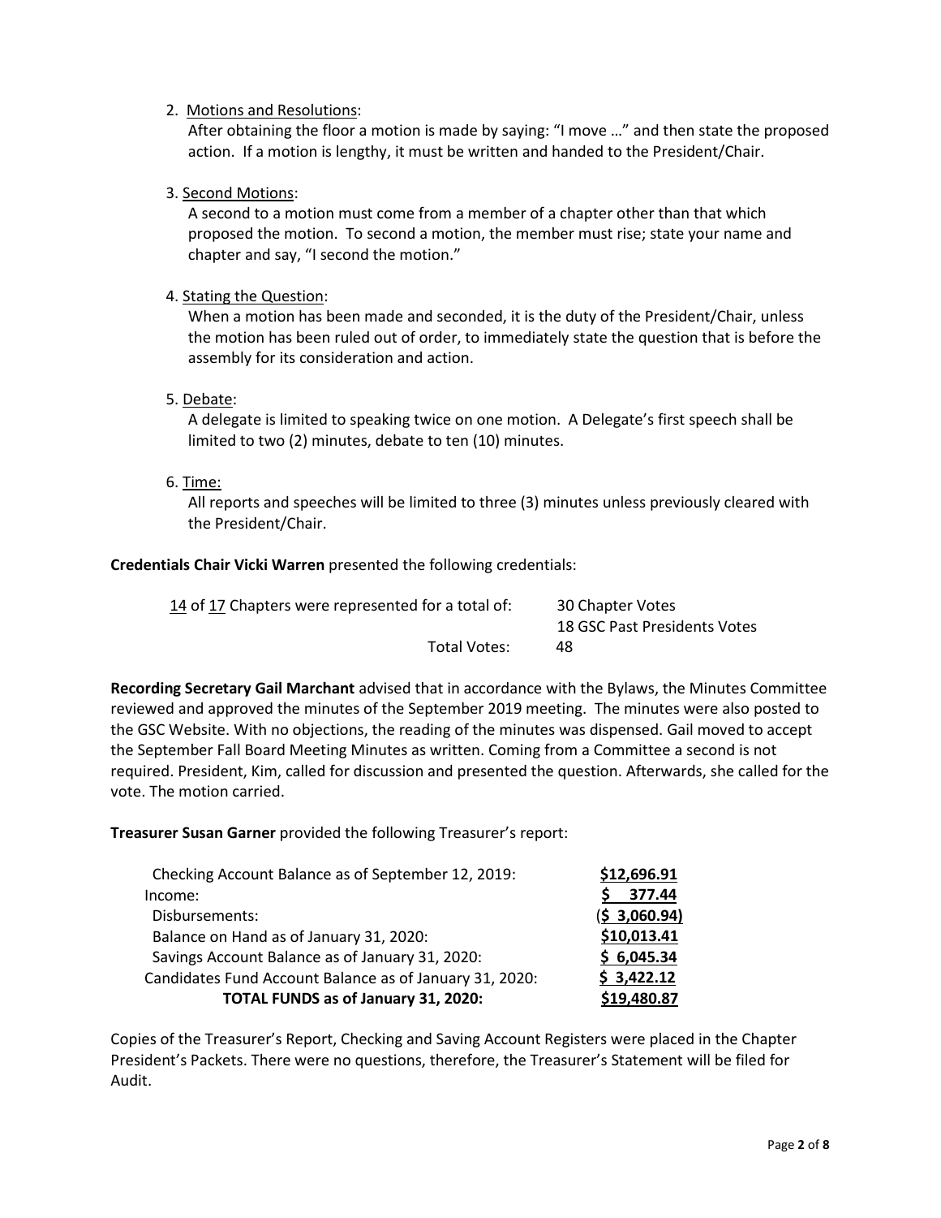2. Motions and Resolutions:
   After obtaining the floor a motion is made by saying: "I move …" and then state the proposed action. If a motion is lengthy, it must be written and handed to the President/Chair.

3. Second Motions:
   A second to a motion must come from a member of a chapter other than that which proposed the motion. To second a motion, the member must rise; state your name and chapter and say, "I second the motion."

4. Stating the Question:
   When a motion has been made and seconded, it is the duty of the President/Chair, unless the motion has been ruled out of order, to immediately state the question that is before the assembly for its consideration and action.

5. Debate:
   A delegate is limited to speaking twice on one motion. A Delegate's first speech shall be limited to two (2) minutes, debate to ten (10) minutes.

6. Time:
   All reports and speeches will be limited to three (3) minutes unless previously cleared with the President/Chair.

**Credentials Chair Vicki Warren** presented the following credentials:

| | |
|---|---|
| 14 of 17 Chapters were represented for a total of: | 30 Chapter Votes |
| | 18 GSC Past Presidents Votes |
| Total Votes: | 48 |

**Recording Secretary Gail Marchant** advised that in accordance with the Bylaws, the Minutes Committee reviewed and approved the minutes of the September 2019 meeting. The minutes were also posted to the GSC Website. With no objections, the reading of the minutes was dispensed. Gail moved to accept the September Fall Board Meeting Minutes as written. Coming from a Committee a second is not required. President, Kim, called for discussion and presented the question. Afterwards, she called for the vote. The motion carried.

**Treasurer Susan Garner** provided the following Treasurer's report:

| | |
|---|---|
| Checking Account Balance as of September 12, 2019: | **$12,696.91** |
| Income: | **$ 377.44** |
| Disbursements: | **($ 3,060.94)** |
| Balance on Hand as of January 31, 2020: | **$10,013.41** |
| Savings Account Balance as of January 31, 2020: | **$ 6,045.34** |
| Candidates Fund Account Balance as of January 31, 2020: | **$ 3,422.12** |
| **TOTAL FUNDS as of January 31, 2020:** | **$19,480.87** |

Copies of the Treasurer's Report, Checking and Saving Account Registers were placed in the Chapter President's Packets. There were no questions, therefore, the Treasurer's Statement will be filed for Audit.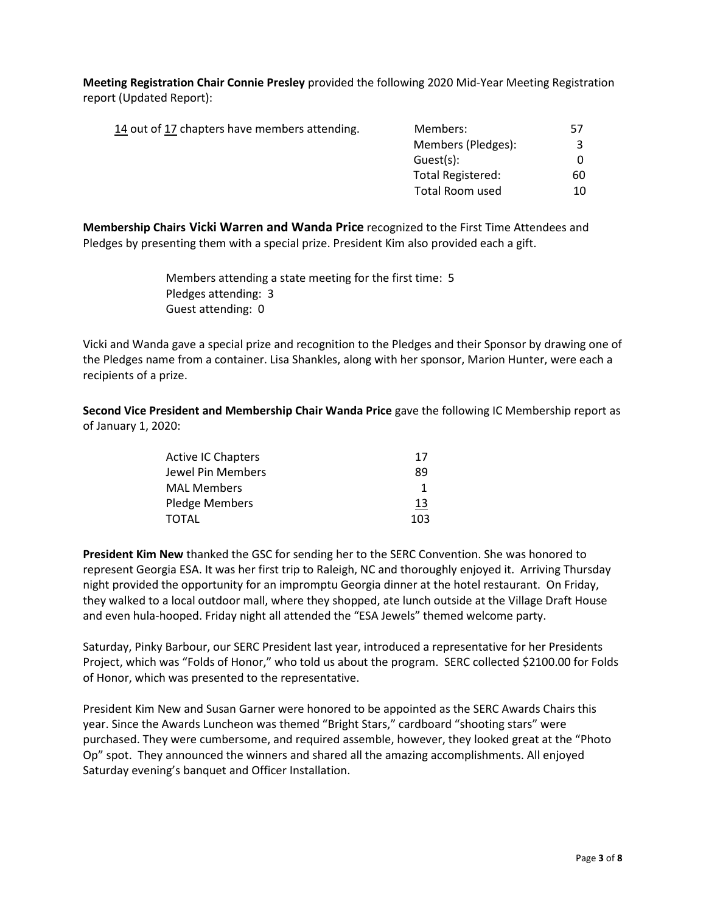**Meeting Registration Chair Connie Presley** provided the following 2020 Mid-Year Meeting Registration report (Updated Report):

14 out of 17 chapters have members attending.

| | |
|---|---|
| Members: | 57 |
| Members (Pledges): | 3 |
| Guest(s): | 0 |
| Total Registered: | 60 |
| Total Room used | 10 |

**Membership Chairs Vicki Warren and Wanda Price** recognized to the First Time Attendees and Pledges by presenting them with a special prize. President Kim also provided each a gift.

Members attending a state meeting for the first time: 5
Pledges attending: 3
Guest attending: 0

Vicki and Wanda gave a special prize and recognition to the Pledges and their Sponsor by drawing one of the Pledges name from a container. Lisa Shankles, along with her sponsor, Marion Hunter, were each a recipients of a prize.

**Second Vice President and Membership Chair Wanda Price** gave the following IC Membership report as of January 1, 2020:

| | |
|---|---|
| Active IC Chapters | 17 |
| Jewel Pin Members | 89 |
| MAL Members | 1 |
| Pledge Members | 13 |
| TOTAL | 103 |

**President Kim New** thanked the GSC for sending her to the SERC Convention. She was honored to represent Georgia ESA. It was her first trip to Raleigh, NC and thoroughly enjoyed it. Arriving Thursday night provided the opportunity for an impromptu Georgia dinner at the hotel restaurant. On Friday, they walked to a local outdoor mall, where they shopped, ate lunch outside at the Village Draft House and even hula-hooped. Friday night all attended the "ESA Jewels" themed welcome party.

Saturday, Pinky Barbour, our SERC President last year, introduced a representative for her Presidents Project, which was "Folds of Honor," who told us about the program. SERC collected $2100.00 for Folds of Honor, which was presented to the representative.

President Kim New and Susan Garner were honored to be appointed as the SERC Awards Chairs this year. Since the Awards Luncheon was themed "Bright Stars," cardboard "shooting stars" were purchased. They were cumbersome, and required assemble, however, they looked great at the "Photo Op" spot. They announced the winners and shared all the amazing accomplishments. All enjoyed Saturday evening's banquet and Officer Installation.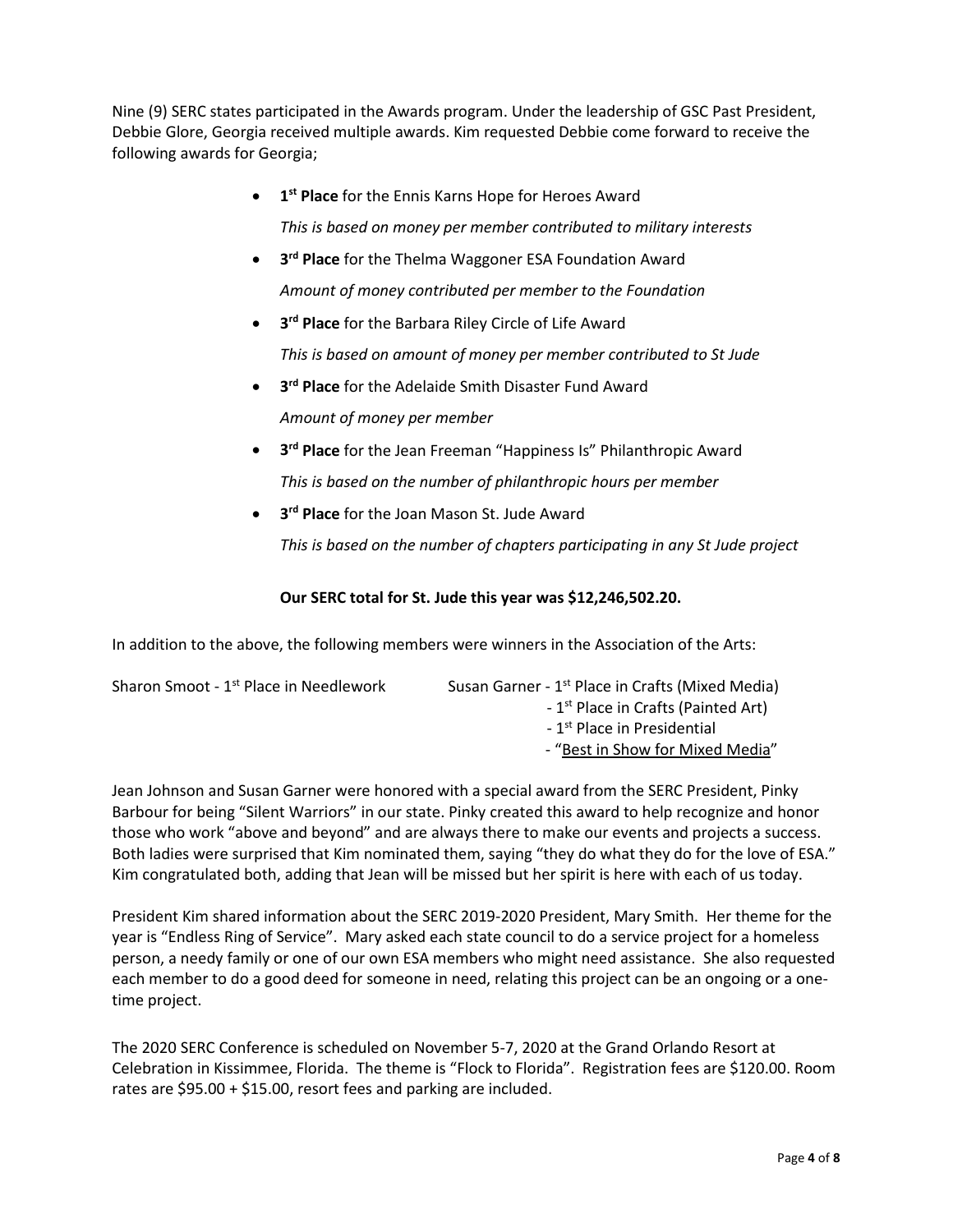Nine (9) SERC states participated in the Awards program. Under the leadership of GSC Past President, Debbie Glore, Georgia received multiple awards. Kim requested Debbie come forward to receive the following awards for Georgia;

- **1st Place** for the Ennis Karns Hope for Heroes Award
  *This is based on money per member contributed to military interests*
- **3rd Place** for the Thelma Waggoner ESA Foundation Award
  *Amount of money contributed per member to the Foundation*
- **3rd Place** for the Barbara Riley Circle of Life Award
  *This is based on amount of money per member contributed to St Jude*
- **3rd Place** for the Adelaide Smith Disaster Fund Award
  *Amount of money per member*
- **3rd Place** for the Jean Freeman "Happiness Is" Philanthropic Award
  *This is based on the number of philanthropic hours per member*
- **3rd Place** for the Joan Mason St. Jude Award
  *This is based on the number of chapters participating in any St Jude project*

**Our SERC total for St. Jude this year was $12,246,502.20.**

In addition to the above, the following members were winners in the Association of the Arts:

Sharon Smoot - 1st Place in Needlework

Susan Garner - 1st Place in Crafts (Mixed Media)
- 1st Place in Crafts (Painted Art)
- 1st Place in Presidential
- "Best in Show for Mixed Media"

Jean Johnson and Susan Garner were honored with a special award from the SERC President, Pinky Barbour for being "Silent Warriors" in our state. Pinky created this award to help recognize and honor those who work "above and beyond" and are always there to make our events and projects a success. Both ladies were surprised that Kim nominated them, saying "they do what they do for the love of ESA." Kim congratulated both, adding that Jean will be missed but her spirit is here with each of us today.

President Kim shared information about the SERC 2019-2020 President, Mary Smith. Her theme for the year is "Endless Ring of Service". Mary asked each state council to do a service project for a homeless person, a needy family or one of our own ESA members who might need assistance. She also requested each member to do a good deed for someone in need, relating this project can be an ongoing or a one-time project.

The 2020 SERC Conference is scheduled on November 5-7, 2020 at the Grand Orlando Resort at Celebration in Kissimmee, Florida. The theme is "Flock to Florida". Registration fees are $120.00. Room rates are $95.00 + $15.00, resort fees and parking are included.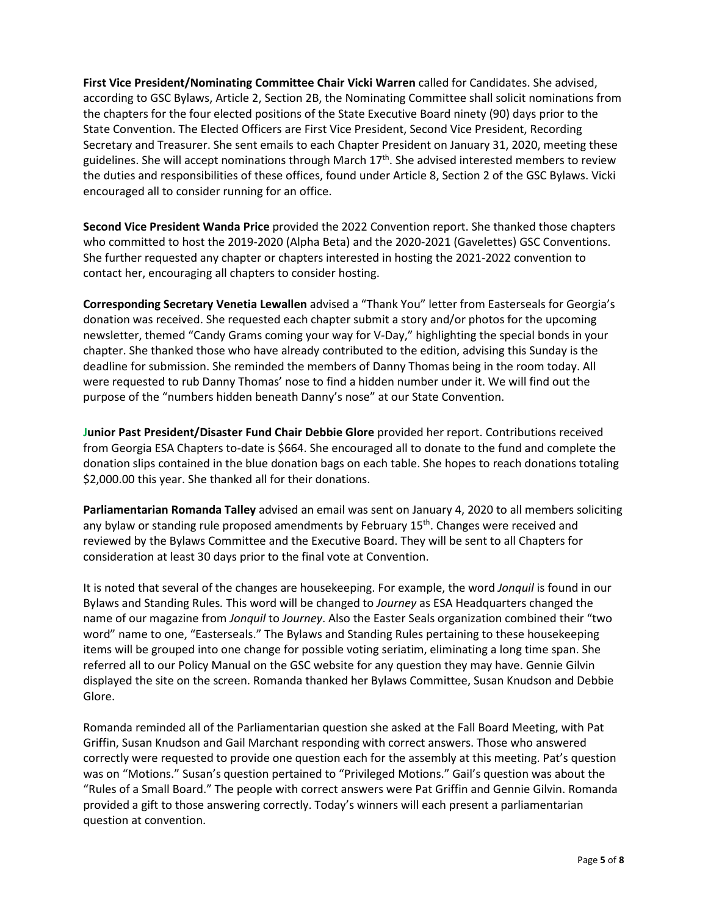**First Vice President/Nominating Committee Chair Vicki Warren** called for Candidates. She advised, according to GSC Bylaws, Article 2, Section 2B, the Nominating Committee shall solicit nominations from the chapters for the four elected positions of the State Executive Board ninety (90) days prior to the State Convention. The Elected Officers are First Vice President, Second Vice President, Recording Secretary and Treasurer. She sent emails to each Chapter President on January 31, 2020, meeting these guidelines. She will accept nominations through March 17th. She advised interested members to review the duties and responsibilities of these offices, found under Article 8, Section 2 of the GSC Bylaws. Vicki encouraged all to consider running for an office.

**Second Vice President Wanda Price** provided the 2022 Convention report. She thanked those chapters who committed to host the 2019-2020 (Alpha Beta) and the 2020-2021 (Gavelettes) GSC Conventions. She further requested any chapter or chapters interested in hosting the 2021-2022 convention to contact her, encouraging all chapters to consider hosting.

**Corresponding Secretary Venetia Lewallen** advised a "Thank You" letter from Easterseals for Georgia's donation was received. She requested each chapter submit a story and/or photos for the upcoming newsletter, themed "Candy Grams coming your way for V-Day," highlighting the special bonds in your chapter. She thanked those who have already contributed to the edition, advising this Sunday is the deadline for submission. She reminded the members of Danny Thomas being in the room today. All were requested to rub Danny Thomas' nose to find a hidden number under it. We will find out the purpose of the "numbers hidden beneath Danny's nose" at our State Convention.

**Junior Past President/Disaster Fund Chair Debbie Glore** provided her report. Contributions received from Georgia ESA Chapters to-date is $664. She encouraged all to donate to the fund and complete the donation slips contained in the blue donation bags on each table. She hopes to reach donations totaling $2,000.00 this year. She thanked all for their donations.

**Parliamentarian Romanda Talley** advised an email was sent on January 4, 2020 to all members soliciting any bylaw or standing rule proposed amendments by February 15th. Changes were received and reviewed by the Bylaws Committee and the Executive Board. They will be sent to all Chapters for consideration at least 30 days prior to the final vote at Convention.

It is noted that several of the changes are housekeeping. For example, the word *Jonquil* is found in our Bylaws and Standing Rules. This word will be changed to *Journey* as ESA Headquarters changed the name of our magazine from *Jonquil* to *Journey*. Also the Easter Seals organization combined their "two word" name to one, "Easterseals." The Bylaws and Standing Rules pertaining to these housekeeping items will be grouped into one change for possible voting seriatim, eliminating a long time span. She referred all to our Policy Manual on the GSC website for any question they may have. Gennie Gilvin displayed the site on the screen. Romanda thanked her Bylaws Committee, Susan Knudson and Debbie Glore.

Romanda reminded all of the Parliamentarian question she asked at the Fall Board Meeting, with Pat Griffin, Susan Knudson and Gail Marchant responding with correct answers. Those who answered correctly were requested to provide one question each for the assembly at this meeting. Pat's question was on "Motions." Susan's question pertained to "Privileged Motions." Gail's question was about the "Rules of a Small Board." The people with correct answers were Pat Griffin and Gennie Gilvin. Romanda provided a gift to those answering correctly. Today's winners will each present a parliamentarian question at convention.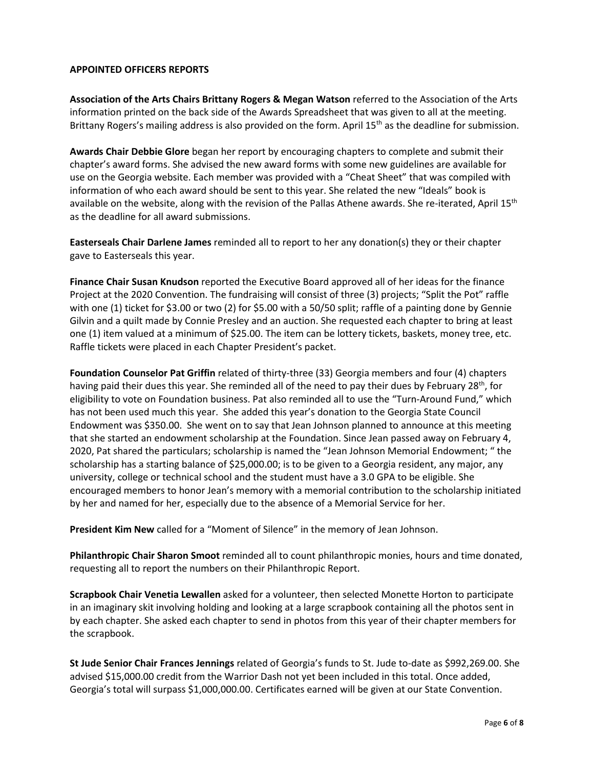**APPOINTED OFFICERS REPORTS**

**Association of the Arts Chairs Brittany Rogers & Megan Watson** referred to the Association of the Arts information printed on the back side of the Awards Spreadsheet that was given to all at the meeting. Brittany Rogers's mailing address is also provided on the form. April 15th as the deadline for submission.

**Awards Chair Debbie Glore** began her report by encouraging chapters to complete and submit their chapter's award forms. She advised the new award forms with some new guidelines are available for use on the Georgia website. Each member was provided with a "Cheat Sheet" that was compiled with information of who each award should be sent to this year. She related the new "Ideals" book is available on the website, along with the revision of the Pallas Athene awards. She re-iterated, April 15th as the deadline for all award submissions.

**Easterseals Chair Darlene James** reminded all to report to her any donation(s) they or their chapter gave to Easterseals this year.

**Finance Chair Susan Knudson** reported the Executive Board approved all of her ideas for the finance Project at the 2020 Convention. The fundraising will consist of three (3) projects; "Split the Pot" raffle with one (1) ticket for $3.00 or two (2) for $5.00 with a 50/50 split; raffle of a painting done by Gennie Gilvin and a quilt made by Connie Presley and an auction. She requested each chapter to bring at least one (1) item valued at a minimum of $25.00. The item can be lottery tickets, baskets, money tree, etc. Raffle tickets were placed in each Chapter President's packet.

**Foundation Counselor Pat Griffin** related of thirty-three (33) Georgia members and four (4) chapters having paid their dues this year. She reminded all of the need to pay their dues by February 28th, for eligibility to vote on Foundation business. Pat also reminded all to use the "Turn-Around Fund," which has not been used much this year. She added this year's donation to the Georgia State Council Endowment was $350.00. She went on to say that Jean Johnson planned to announce at this meeting that she started an endowment scholarship at the Foundation. Since Jean passed away on February 4, 2020, Pat shared the particulars; scholarship is named the "Jean Johnson Memorial Endowment; " the scholarship has a starting balance of $25,000.00; is to be given to a Georgia resident, any major, any university, college or technical school and the student must have a 3.0 GPA to be eligible. She encouraged members to honor Jean's memory with a memorial contribution to the scholarship initiated by her and named for her, especially due to the absence of a Memorial Service for her.

**President Kim New** called for a "Moment of Silence" in the memory of Jean Johnson.

**Philanthropic Chair Sharon Smoot** reminded all to count philanthropic monies, hours and time donated, requesting all to report the numbers on their Philanthropic Report.

**Scrapbook Chair Venetia Lewallen** asked for a volunteer, then selected Monette Horton to participate in an imaginary skit involving holding and looking at a large scrapbook containing all the photos sent in by each chapter. She asked each chapter to send in photos from this year of their chapter members for the scrapbook.

**St Jude Senior Chair Frances Jennings** related of Georgia's funds to St. Jude to-date as $992,269.00. She advised $15,000.00 credit from the Warrior Dash not yet been included in this total. Once added, Georgia's total will surpass $1,000,000.00. Certificates earned will be given at our State Convention.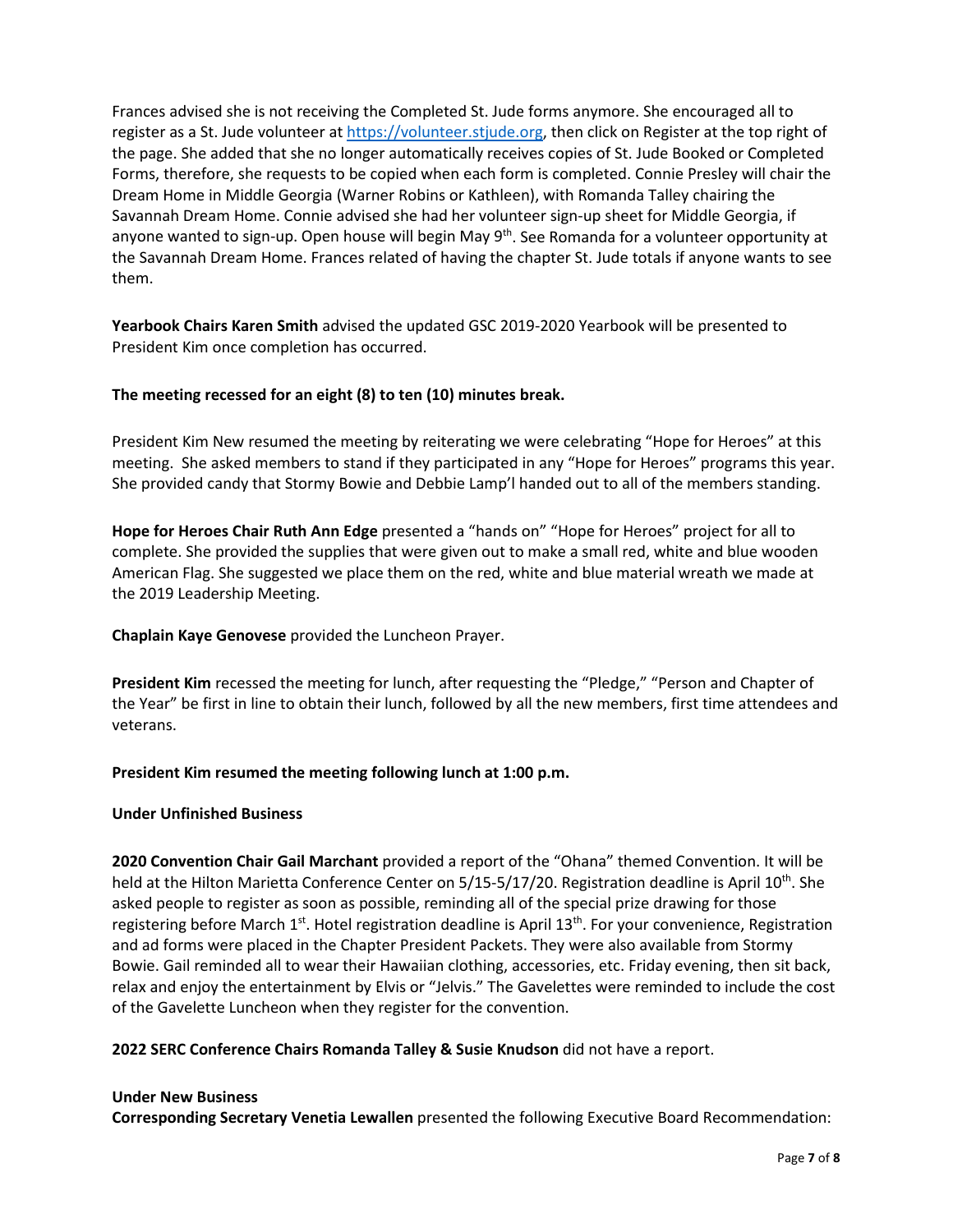Frances advised she is not receiving the Completed St. Jude forms anymore. She encouraged all to register as a St. Jude volunteer at https://volunteer.stjude.org, then click on Register at the top right of the page. She added that she no longer automatically receives copies of St. Jude Booked or Completed Forms, therefore, she requests to be copied when each form is completed. Connie Presley will chair the Dream Home in Middle Georgia (Warner Robins or Kathleen), with Romanda Talley chairing the Savannah Dream Home. Connie advised she had her volunteer sign-up sheet for Middle Georgia, if anyone wanted to sign-up. Open house will begin May 9th. See Romanda for a volunteer opportunity at the Savannah Dream Home. Frances related of having the chapter St. Jude totals if anyone wants to see them.

**Yearbook Chairs Karen Smith** advised the updated GSC 2019-2020 Yearbook will be presented to President Kim once completion has occurred.

**The meeting recessed for an eight (8) to ten (10) minutes break.**

President Kim New resumed the meeting by reiterating we were celebrating "Hope for Heroes" at this meeting. She asked members to stand if they participated in any "Hope for Heroes" programs this year. She provided candy that Stormy Bowie and Debbie Lamp'l handed out to all of the members standing.

**Hope for Heroes Chair Ruth Ann Edge** presented a "hands on" "Hope for Heroes" project for all to complete. She provided the supplies that were given out to make a small red, white and blue wooden American Flag. She suggested we place them on the red, white and blue material wreath we made at the 2019 Leadership Meeting.

**Chaplain Kaye Genovese** provided the Luncheon Prayer.

**President Kim** recessed the meeting for lunch, after requesting the "Pledge," "Person and Chapter of the Year" be first in line to obtain their lunch, followed by all the new members, first time attendees and veterans.

**President Kim resumed the meeting following lunch at 1:00 p.m.**

**Under Unfinished Business**

**2020 Convention Chair Gail Marchant** provided a report of the "Ohana" themed Convention. It will be held at the Hilton Marietta Conference Center on 5/15-5/17/20. Registration deadline is April 10th. She asked people to register as soon as possible, reminding all of the special prize drawing for those registering before March 1st. Hotel registration deadline is April 13th. For your convenience, Registration and ad forms were placed in the Chapter President Packets. They were also available from Stormy Bowie. Gail reminded all to wear their Hawaiian clothing, accessories, etc. Friday evening, then sit back, relax and enjoy the entertainment by Elvis or "Jelvis." The Gavelettes were reminded to include the cost of the Gavelette Luncheon when they register for the convention.

**2022 SERC Conference Chairs Romanda Talley & Susie Knudson** did not have a report.

**Under New Business**
**Corresponding Secretary Venetia Lewallen** presented the following Executive Board Recommendation: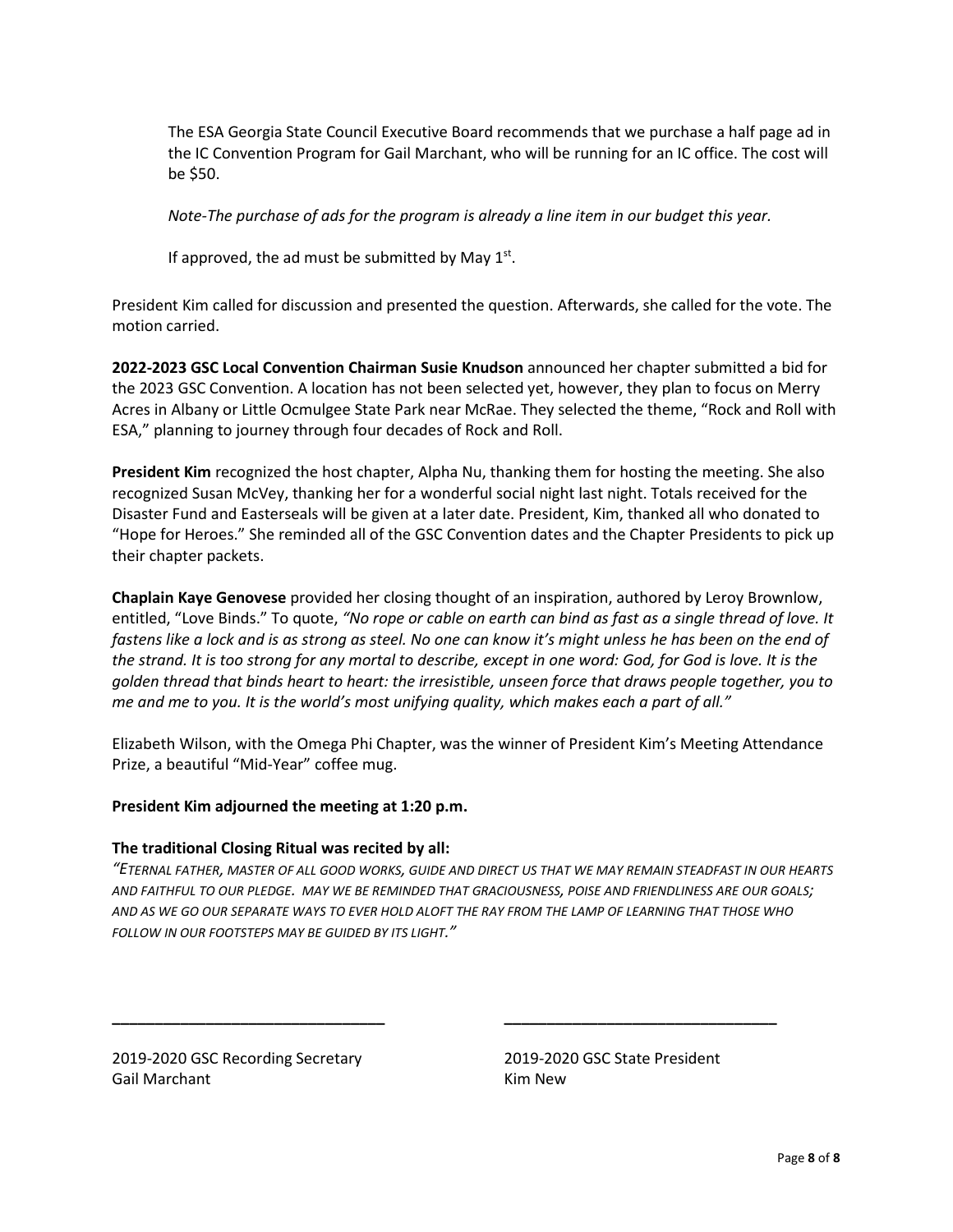The ESA Georgia State Council Executive Board recommends that we purchase a half page ad in the IC Convention Program for Gail Marchant, who will be running for an IC office. The cost will be $50.

*Note-The purchase of ads for the program is already a line item in our budget this year.*

If approved, the ad must be submitted by May 1st.

President Kim called for discussion and presented the question. Afterwards, she called for the vote. The motion carried.

**2022-2023 GSC Local Convention Chairman Susie Knudson** announced her chapter submitted a bid for the 2023 GSC Convention. A location has not been selected yet, however, they plan to focus on Merry Acres in Albany or Little Ocmulgee State Park near McRae. They selected the theme, "Rock and Roll with ESA," planning to journey through four decades of Rock and Roll.

**President Kim** recognized the host chapter, Alpha Nu, thanking them for hosting the meeting. She also recognized Susan McVey, thanking her for a wonderful social night last night. Totals received for the Disaster Fund and Easterseals will be given at a later date. President, Kim, thanked all who donated to "Hope for Heroes." She reminded all of the GSC Convention dates and the Chapter Presidents to pick up their chapter packets.

**Chaplain Kaye Genovese** provided her closing thought of an inspiration, authored by Leroy Brownlow, entitled, "Love Binds." To quote, *"No rope or cable on earth can bind as fast as a single thread of love. It fastens like a lock and is as strong as steel. No one can know it's might unless he has been on the end of the strand. It is too strong for any mortal to describe, except in one word: God, for God is love. It is the golden thread that binds heart to heart: the irresistible, unseen force that draws people together, you to me and me to you. It is the world's most unifying quality, which makes each a part of all."*

Elizabeth Wilson, with the Omega Phi Chapter, was the winner of President Kim's Meeting Attendance Prize, a beautiful "Mid-Year" coffee mug.

**President Kim adjourned the meeting at 1:20 p.m.**

**The traditional Closing Ritual was recited by all:**

*"ETERNAL FATHER, MASTER OF ALL GOOD WORKS, GUIDE AND DIRECT US THAT WE MAY REMAIN STEADFAST IN OUR HEARTS AND FAITHFUL TO OUR PLEDGE. MAY WE BE REMINDED THAT GRACIOUSNESS, POISE AND FRIENDLINESS ARE OUR GOALS; AND AS WE GO OUR SEPARATE WAYS TO EVER HOLD ALOFT THE RAY FROM THE LAMP OF LEARNING THAT THOSE WHO FOLLOW IN OUR FOOTSTEPS MAY BE GUIDED BY ITS LIGHT."*

________________________________

2019-2020 GSC Recording Secretary
Gail Marchant

________________________________

2019-2020 GSC State President
Kim New